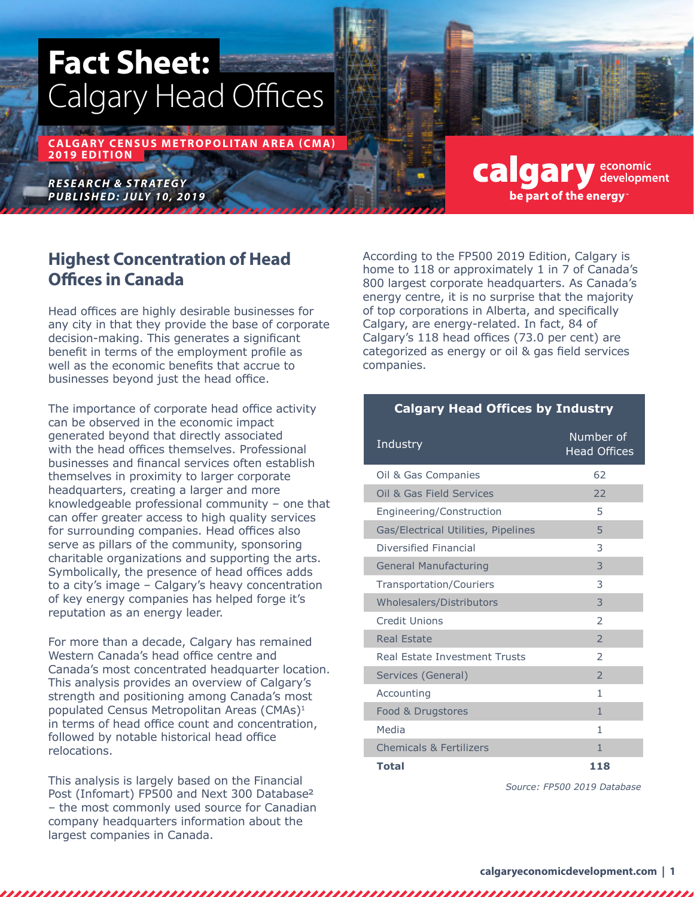# Fact Sheet: Calgary Head Offices

**CALGARY CENSUS METROPOLITAN AREA (CMA) 2019 EDITION**

***RESEARCH & STRATEGY***
***PUBLISHED: JULY 10, 2019***

calgary economic development
be part of the energy

## Highest Concentration of Head Offices in Canada

Head offices are highly desirable businesses for any city in that they provide the base of corporate decision-making. This generates a significant benefit in terms of the employment profile as well as the economic benefits that accrue to businesses beyond just the head office.

The importance of corporate head office activity can be observed in the economic impact generated beyond that directly associated with the head offices themselves. Professional businesses and financal services often establish themselves in proximity to larger corporate headquarters, creating a larger and more knowledgeable professional community – one that can offer greater access to high quality services for surrounding companies. Head offices also serve as pillars of the community, sponsoring charitable organizations and supporting the arts. Symbolically, the presence of head offices adds to a city's image – Calgary's heavy concentration of key energy companies has helped forge it's reputation as an energy leader.

For more than a decade, Calgary has remained Western Canada's head office centre and Canada's most concentrated headquarter location. This analysis provides an overview of Calgary's strength and positioning among Canada's most populated Census Metropolitan Areas (CMAs)[1] in terms of head office count and concentration, followed by notable historical head office relocations.

This analysis is largely based on the Financial Post (Infomart) FP500 and Next 300 Database[2] – the most commonly used source for Canadian company headquarters information about the largest companies in Canada.

According to the FP500 2019 Edition, Calgary is home to 118 or approximately 1 in 7 of Canada's 800 largest corporate headquarters. As Canada's energy centre, it is no surprise that the majority of top corporations in Alberta, and specifically Calgary, are energy-related. In fact, 84 of Calgary's 118 head offices (73.0 per cent) are categorized as energy or oil & gas field services companies.

**Calgary Head Offices by Industry**

| Industry | Number of Head Offices |
|---|---|
| Oil & Gas Companies | 62 |
| Oil & Gas Field Services | 22 |
| Engineering/Construction | 5 |
| Gas/Electrical Utilities, Pipelines | 5 |
| Diversified Financial | 3 |
| General Manufacturing | 3 |
| Transportation/Couriers | 3 |
| Wholesalers/Distributors | 3 |
| Credit Unions | 2 |
| Real Estate | 2 |
| Real Estate Investment Trusts | 2 |
| Services (General) | 2 |
| Accounting | 1 |
| Food & Drugstores | 1 |
| Media | 1 |
| Chemicals & Fertilizers | 1 |
| **Total** | **118** |

*Source: FP500 2019 Database*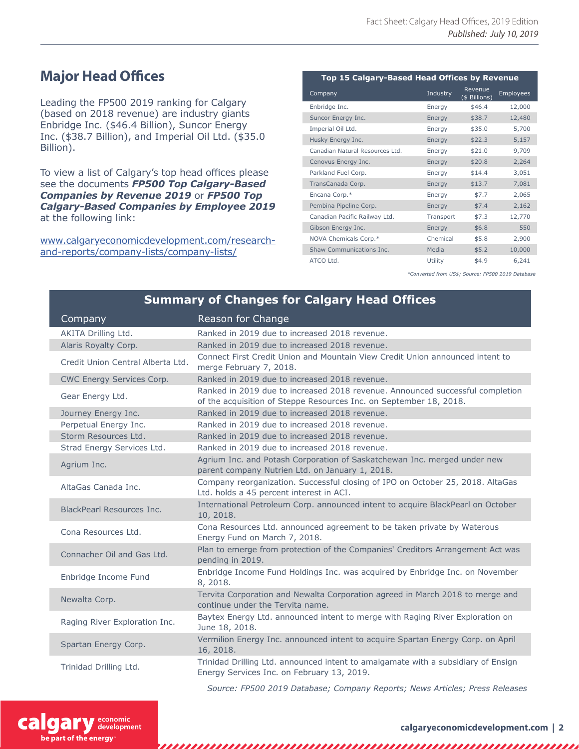## Major Head Offices

Leading the FP500 2019 ranking for Calgary (based on 2018 revenue) are industry giants Enbridge Inc. ($46.4 Billion), Suncor Energy Inc. ($38.7 Billion), and Imperial Oil Ltd. ($35.0 Billion).

To view a list of Calgary's top head offices please see the documents ***FP500 Top Calgary-Based Companies by Revenue 2019*** or ***FP500 Top Calgary-Based Companies by Employee 2019*** at the following link:

www.calgaryeconomicdevelopment.com/research-and-reports/company-lists/company-lists/

**Top 15 Calgary-Based Head Offices by Revenue**

| Company | Industry | Revenue ($ Billions) | Employees |
|---|---|---|---|
| Enbridge Inc. | Energy | $46.4 | 12,000 |
| Suncor Energy Inc. | Energy | $38.7 | 12,480 |
| Imperial Oil Ltd. | Energy | $35.0 | 5,700 |
| Husky Energy Inc. | Energy | $22.3 | 5,157 |
| Canadian Natural Resources Ltd. | Energy | $21.0 | 9,709 |
| Cenovus Energy Inc. | Energy | $20.8 | 2,264 |
| Parkland Fuel Corp. | Energy | $14.4 | 3,051 |
| TransCanada Corp. | Energy | $13.7 | 7,081 |
| Encana Corp.* | Energy | $7.7 | 2,065 |
| Pembina Pipeline Corp. | Energy | $7.4 | 2,162 |
| Canadian Pacific Railway Ltd. | Transport | $7.3 | 12,770 |
| Gibson Energy Inc. | Energy | $6.8 | 550 |
| NOVA Chemicals Corp.* | Chemical | $5.8 | 2,900 |
| Shaw Communications Inc. | Media | $5.2 | 10,000 |
| ATCO Ltd. | Utility | $4.9 | 6,241 |

*\*Converted from US$; Source: FP500 2019 Database*

**Summary of Changes for Calgary Head Offices**

| Company | Reason for Change |
|---|---|
| AKITA Drilling Ltd. | Ranked in 2019 due to increased 2018 revenue. |
| Alaris Royalty Corp. | Ranked in 2019 due to increased 2018 revenue. |
| Credit Union Central Alberta Ltd. | Connect First Credit Union and Mountain View Credit Union announced intent to merge February 7, 2018. |
| CWC Energy Services Corp. | Ranked in 2019 due to increased 2018 revenue. |
| Gear Energy Ltd. | Ranked in 2019 due to increased 2018 revenue. Announced successful completion of the acquisition of Steppe Resources Inc. on September 18, 2018. |
| Journey Energy Inc. | Ranked in 2019 due to increased 2018 revenue. |
| Perpetual Energy Inc. | Ranked in 2019 due to increased 2018 revenue. |
| Storm Resources Ltd. | Ranked in 2019 due to increased 2018 revenue. |
| Strad Energy Services Ltd. | Ranked in 2019 due to increased 2018 revenue. |
| Agrium Inc. | Agrium Inc. and Potash Corporation of Saskatchewan Inc. merged under new parent company Nutrien Ltd. on January 1, 2018. |
| AltaGas Canada Inc. | Company reorganization. Successful closing of IPO on October 25, 2018. AltaGas Ltd. holds a 45 percent interest in ACI. |
| BlackPearl Resources Inc. | International Petroleum Corp. announced intent to acquire BlackPearl on October 10, 2018. |
| Cona Resources Ltd. | Cona Resources Ltd. announced agreement to be taken private by Waterous Energy Fund on March 7, 2018. |
| Connacher Oil and Gas Ltd. | Plan to emerge from protection of the Companies' Creditors Arrangement Act was pending in 2019. |
| Enbridge Income Fund | Enbridge Income Fund Holdings Inc. was acquired by Enbridge Inc. on November 8, 2018. |
| Newalta Corp. | Tervita Corporation and Newalta Corporation agreed in March 2018 to merge and continue under the Tervita name. |
| Raging River Exploration Inc. | Baytex Energy Ltd. announced intent to merge with Raging River Exploration on June 18, 2018. |
| Spartan Energy Corp. | Vermilion Energy Inc. announced intent to acquire Spartan Energy Corp. on April 16, 2018. |
| Trinidad Drilling Ltd. | Trinidad Drilling Ltd. announced intent to amalgamate with a subsidiary of Ensign Energy Services Inc. on February 13, 2019. |

*Source: FP500 2019 Database; Company Reports; News Articles; Press Releases*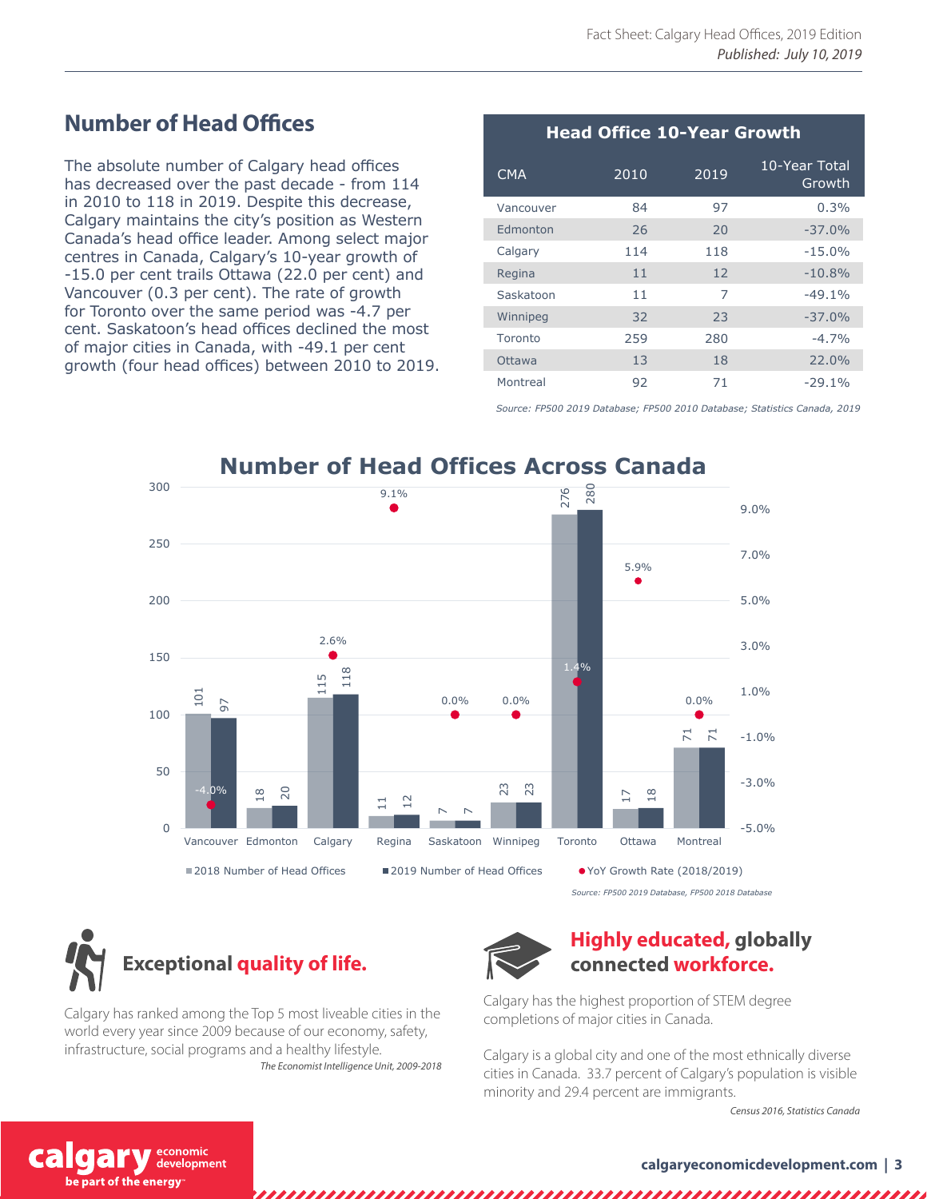## Number of Head Offices

The absolute number of Calgary head offices has decreased over the past decade - from 114 in 2010 to 118 in 2019. Despite this decrease, Calgary maintains the city's position as Western Canada's head office leader. Among select major centres in Canada, Calgary's 10-year growth of -15.0 per cent trails Ottawa (22.0 per cent) and Vancouver (0.3 per cent). The rate of growth for Toronto over the same period was -4.7 per cent. Saskatoon's head offices declined the most of major cities in Canada, with -49.1 per cent growth (four head offices) between 2010 to 2019.

**Head Office 10-Year Growth**

| CMA | 2010 | 2019 | 10-Year Total Growth |
|---|---|---|---|
| Vancouver | 84 | 97 | 0.3% |
| Edmonton | 26 | 20 | -37.0% |
| Calgary | 114 | 118 | -15.0% |
| Regina | 11 | 12 | -10.8% |
| Saskatoon | 11 | 7 | -49.1% |
| Winnipeg | 32 | 23 | -37.0% |
| Toronto | 259 | 280 | -4.7% |
| Ottawa | 13 | 18 | 22.0% |
| Montreal | 92 | 71 | -29.1% |

*Source: FP500 2019 Database; FP500 2010 Database; Statistics Canada, 2019*

**Number of Head Offices Across Canada**

| City | 2018 Number of Head Offices | 2019 Number of Head Offices | YoY Growth Rate (2018/2019) |
|---|---|---|---|
| Vancouver | 101 | 97 | -4.0% |
| Edmonton | 18 | 20 | |
| Calgary | 115 | 118 | 2.6% |
| Regina | 11 | 12 | 9.1% |
| Saskatoon | 7 | 7 | 0.0% |
| Winnipeg | 23 | 23 | 0.0% |
| Toronto | 276 | 280 | 1.4% |
| Ottawa | 17 | 18 | 5.9% |
| Montreal | 71 | 71 | 0.0% |

*Source: FP500 2019 Database, FP500 2018 Database*

### Exceptional quality of life.

Calgary has ranked among the Top 5 most liveable cities in the world every year since 2009 because of our economy, safety, infrastructure, social programs and a healthy lifestyle.

*The Economist Intelligence Unit, 2009-2018*

### Highly educated, globally connected workforce.

Calgary has the highest proportion of STEM degree completions of major cities in Canada.

Calgary is a global city and one of the most ethnically diverse cities in Canada. 33.7 percent of Calgary's population is visible minority and 29.4 percent are immigrants.

*Census 2016, Statistics Canada*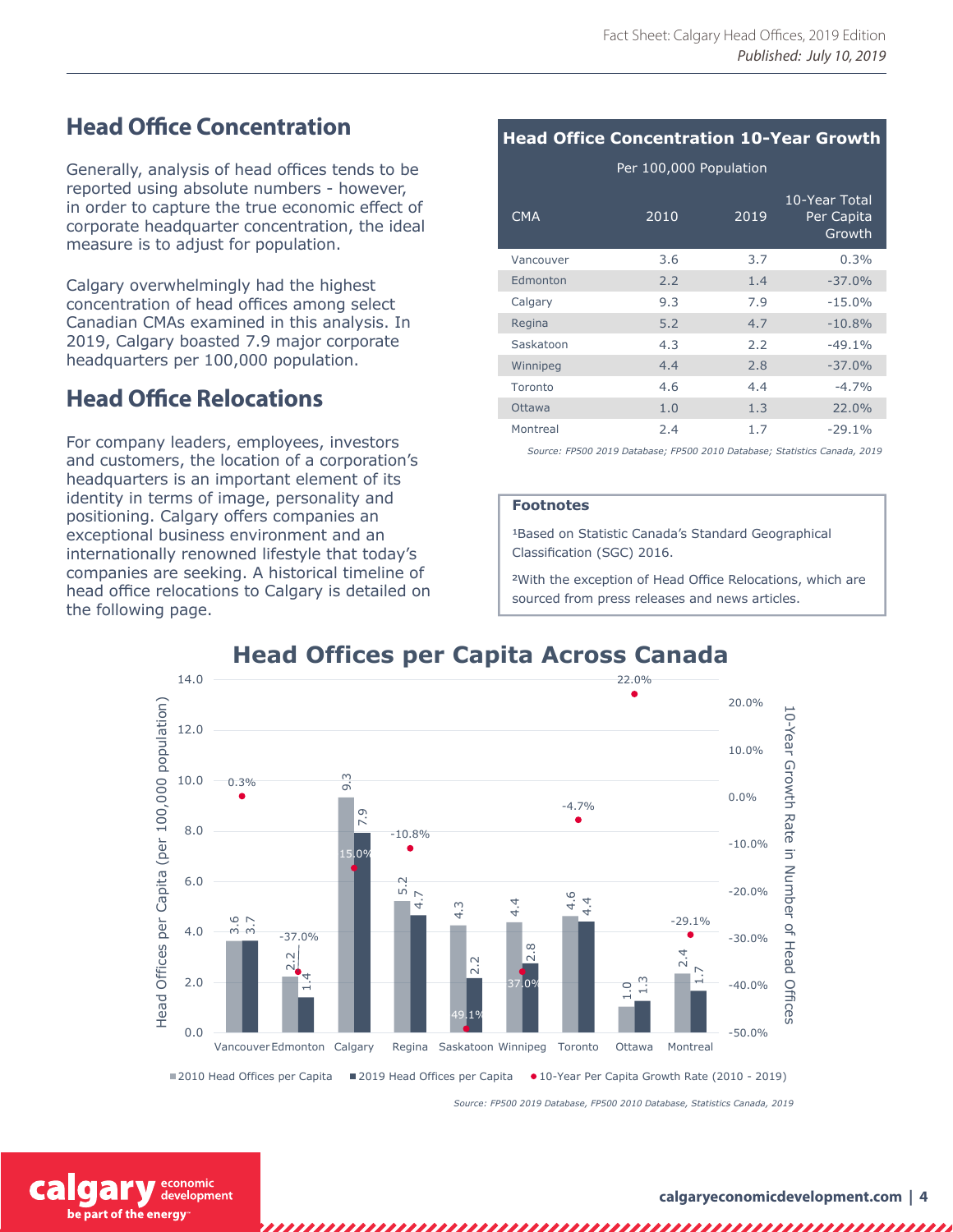## Head Office Concentration

Generally, analysis of head offices tends to be reported using absolute numbers - however, in order to capture the true economic effect of corporate headquarter concentration, the ideal measure is to adjust for population.

Calgary overwhelmingly had the highest concentration of head offices among select Canadian CMAs examined in this analysis. In 2019, Calgary boasted 7.9 major corporate headquarters per 100,000 population.

## Head Office Relocations

For company leaders, employees, investors and customers, the location of a corporation's headquarters is an important element of its identity in terms of image, personality and positioning. Calgary offers companies an exceptional business environment and an internationally renowned lifestyle that today's companies are seeking. A historical timeline of head office relocations to Calgary is detailed on the following page.

### Head Office Concentration 10-Year Growth

Per 100,000 Population

| CMA | 2010 | 2019 | 10-Year Total Per Capita Growth |
|---|---|---|---|
| Vancouver | 3.6 | 3.7 | 0.3% |
| Edmonton | 2.2 | 1.4 | -37.0% |
| Calgary | 9.3 | 7.9 | -15.0% |
| Regina | 5.2 | 4.7 | -10.8% |
| Saskatoon | 4.3 | 2.2 | -49.1% |
| Winnipeg | 4.4 | 2.8 | -37.0% |
| Toronto | 4.6 | 4.4 | -4.7% |
| Ottawa | 1.0 | 1.3 | 22.0% |
| Montreal | 2.4 | 1.7 | -29.1% |

*Source: FP500 2019 Database; FP500 2010 Database; Statistics Canada, 2019*

**Footnotes**

[1]Based on Statistic Canada's Standard Geographical Classification (SGC) 2016.

[2]With the exception of Head Office Relocations, which are sourced from press releases and news articles.

### Head Offices per Capita Across Canada

| CMA | 2010 Head Offices per Capita | 2019 Head Offices per Capita | 10-Year Per Capita Growth Rate (2010 - 2019) |
|---|---|---|---|
| Vancouver | 3.6 | 3.7 | 0.3% |
| Edmonton | 2.2 | 1.4 | -37.0% |
| Calgary | 9.3 | 7.9 | -15.0% |
| Regina | 5.2 | 4.7 | -10.8% |
| Saskatoon | 4.3 | 2.2 | -49.1% |
| Winnipeg | 4.4 | 2.8 | -37.0% |
| Toronto | 4.6 | 4.4 | -4.7% |
| Ottawa | 1.0 | 1.3 | 22.0% |
| Montreal | 2.4 | 1.7 | -29.1% |

Left axis: Head Offices per Capita (per 100,000 population); Right axis: 10-Year Growth Rate in Number of Head Offices

*Source: FP500 2019 Database, FP500 2010 Database, Statistics Canada, 2019*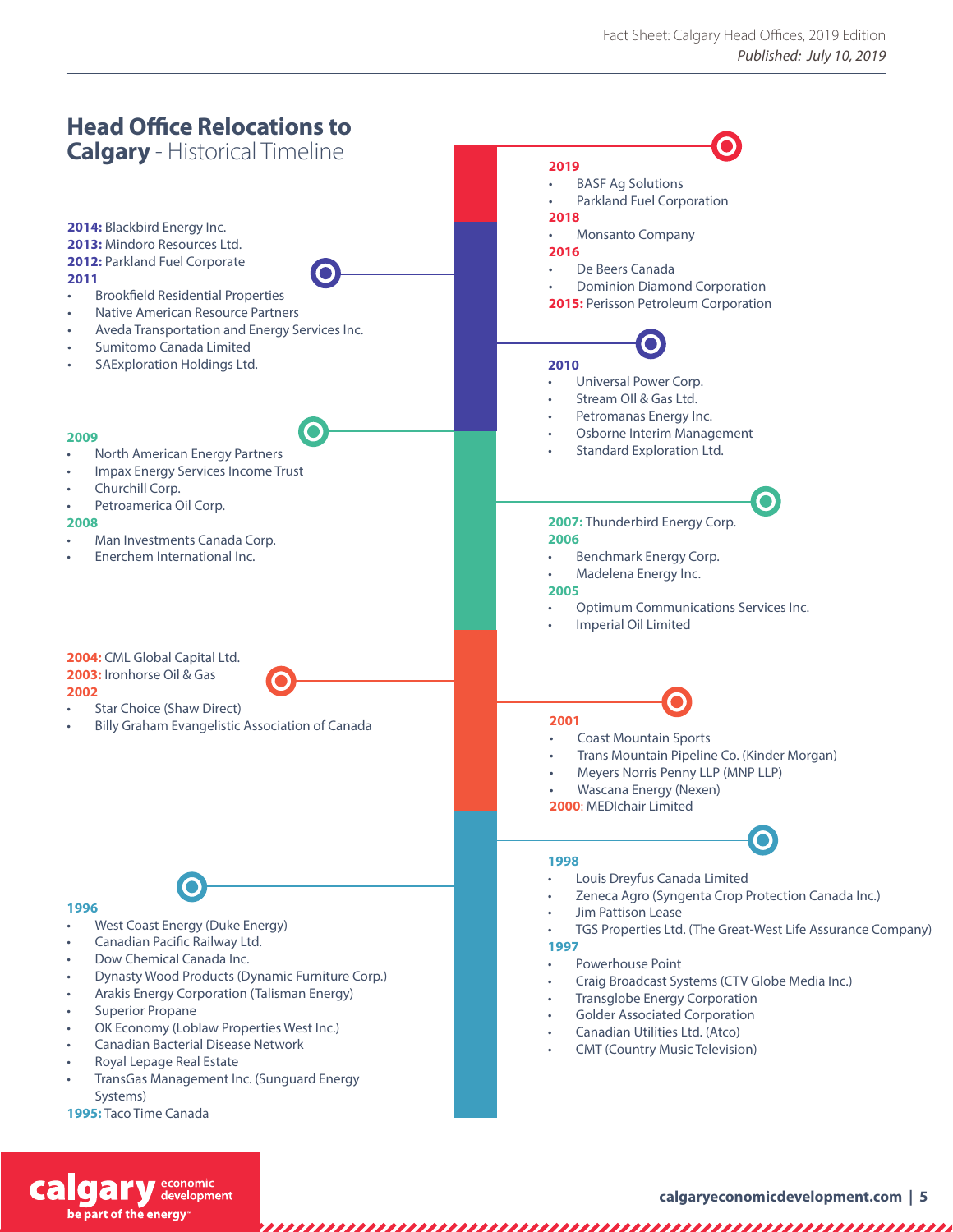# Head Office Relocations to Calgary - Historical Timeline

**2019**
- BASF Ag Solutions
- Parkland Fuel Corporation

**2018**
- Monsanto Company

**2016**
- De Beers Canada
- Dominion Diamond Corporation

**2015:** Perisson Petroleum Corporation

**2014:** Blackbird Energy Inc.
**2013:** Mindoro Resources Ltd.
**2012:** Parkland Fuel Corporate

**2011**
- Brookfield Residential Properties
- Native American Resource Partners
- Aveda Transportation and Energy Services Inc.
- Sumitomo Canada Limited
- SAExploration Holdings Ltd.

**2010**
- Universal Power Corp.
- Stream OIl & Gas Ltd.
- Petromanas Energy Inc.
- Osborne Interim Management
- Standard Exploration Ltd.

**2009**
- North American Energy Partners
- Impax Energy Services Income Trust
- Churchill Corp.
- Petroamerica Oil Corp.

**2008**
- Man Investments Canada Corp.
- Enerchem International Inc.

**2007:** Thunderbird Energy Corp.

**2006**
- Benchmark Energy Corp.
- Madelena Energy Inc.

**2005**
- Optimum Communications Services Inc.
- Imperial Oil Limited

**2004:** CML Global Capital Ltd.
**2003:** Ironhorse Oil & Gas

**2002**
- Star Choice (Shaw Direct)
- Billy Graham Evangelistic Association of Canada

**2001**
- Coast Mountain Sports
- Trans Mountain Pipeline Co. (Kinder Morgan)
- Meyers Norris Penny LLP (MNP LLP)
- Wascana Energy (Nexen)

**2000**: MEDIchair Limited

**1998**
- Louis Dreyfus Canada Limited
- Zeneca Agro (Syngenta Crop Protection Canada Inc.)
- Jim Pattison Lease
- TGS Properties Ltd. (The Great-West Life Assurance Company)

**1997**
- Powerhouse Point
- Craig Broadcast Systems (CTV Globe Media Inc.)
- Transglobe Energy Corporation
- Golder Associated Corporation
- Canadian Utilities Ltd. (Atco)
- CMT (Country Music Television)

**1996**
- West Coast Energy (Duke Energy)
- Canadian Pacific Railway Ltd.
- Dow Chemical Canada Inc.
- Dynasty Wood Products (Dynamic Furniture Corp.)
- Arakis Energy Corporation (Talisman Energy)
- Superior Propane
- OK Economy (Loblaw Properties West Inc.)
- Canadian Bacterial Disease Network
- Royal Lepage Real Estate
- TransGas Management Inc. (Sunguard Energy Systems)

**1995:** Taco Time Canada

calgary economic development
be part of the energy™

calgaryeconomicdevelopment.com